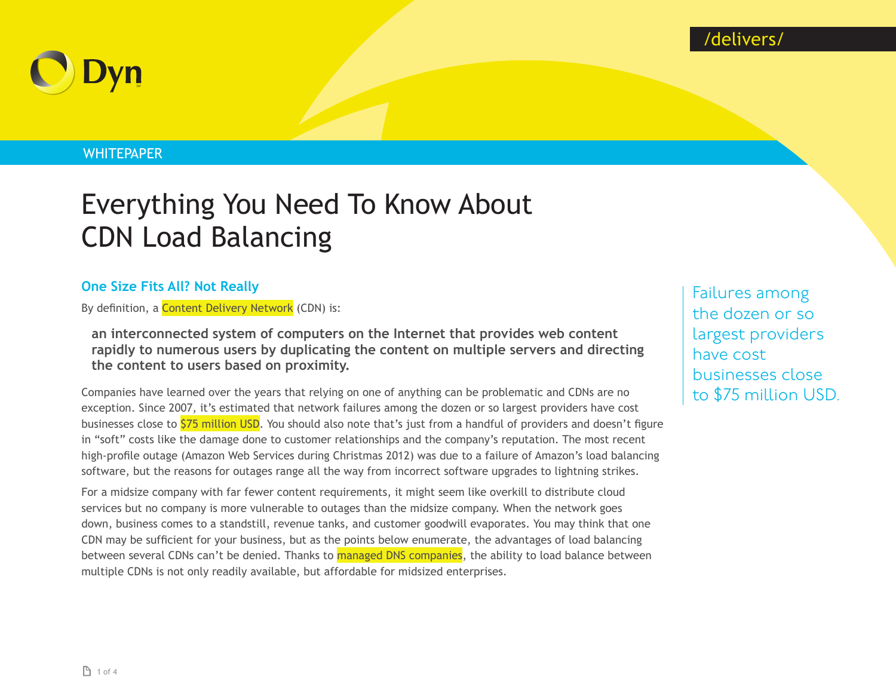Dyn

/delivers/

WHITEPAPER

# Everything You Need To Know About CDN Load Balancing

## One Size Fits All? Not Really

By definition, a Content Delivery Network (CDN) is:

> **an interconnected system of computers on the Internet that provides web content rapidly to numerous users by duplicating the content on multiple servers and directing the content to users based on proximity.**

Companies have learned over the years that relying on one of anything can be problematic and CDNs are no exception. Since 2007, it's estimated that network failures among the dozen or so largest providers have cost businesses close to $75 million USD. You should also note that's just from a handful of providers and doesn't figure in "soft" costs like the damage done to customer relationships and the company's reputation. The most recent high-profile outage (Amazon Web Services during Christmas 2012) was due to a failure of Amazon's load balancing software, but the reasons for outages range all the way from incorrect software upgrades to lightning strikes.

For a midsize company with far fewer content requirements, it might seem like overkill to distribute cloud services but no company is more vulnerable to outages than the midsize company. When the network goes down, business comes to a standstill, revenue tanks, and customer goodwill evaporates. You may think that one CDN may be sufficient for your business, but as the points below enumerate, the advantages of load balancing between several CDNs can't be denied. Thanks to managed DNS companies, the ability to load balance between multiple CDNs is not only readily available, but affordable for midsized enterprises.

Failures among the dozen or so largest providers have cost businesses close to $75 million USD.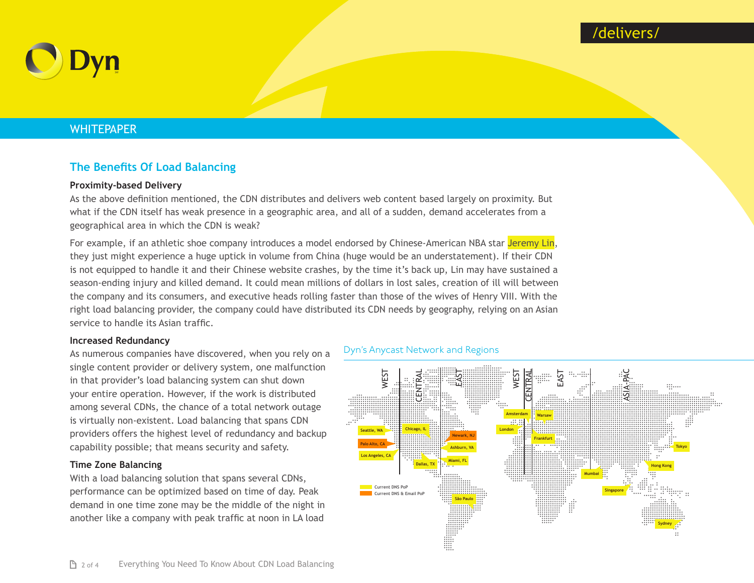## The Benefits Of Load Balancing

### Proximity-based Delivery

As the above definition mentioned, the CDN distributes and delivers web content based largely on proximity. But what if the CDN itself has weak presence in a geographic area, and all of a sudden, demand accelerates from a geographical area in which the CDN is weak?

For example, if an athletic shoe company introduces a model endorsed by Chinese-American NBA star Jeremy Lin, they just might experience a huge uptick in volume from China (huge would be an understatement). If their CDN is not equipped to handle it and their Chinese website crashes, by the time it's back up, Lin may have sustained a season-ending injury and killed demand. It could mean millions of dollars in lost sales, creation of ill will between the company and its consumers, and executive heads rolling faster than those of the wives of Henry VIII. With the right load balancing provider, the company could have distributed its CDN needs by geography, relying on an Asian service to handle its Asian traffic.

### Increased Redundancy

As numerous companies have discovered, when you rely on a single content provider or delivery system, one malfunction in that provider's load balancing system can shut down your entire operation. However, if the work is distributed among several CDNs, the chance of a total network outage is virtually non-existent. Load balancing that spans CDN providers offers the highest level of redundancy and backup capability possible; that means security and safety.

### Time Zone Balancing

With a load balancing solution that spans several CDNs, performance can be optimized based on time of day. Peak demand in one time zone may be the middle of the night in another like a company with peak traffic at noon in LA load

Dyn's Anycast Network and Regions

WEST | CENTRAL | EAST | WEST | CENTRAL | EAST | ASIA-PAC

Seattle, WA · Palo Alto, CA · Los Angeles, CA · Chicago, IL · Dallas, TX · Newark, NJ · Ashburn, VA · Miami, FL · São Paulo · London · Amsterdam · Warsaw · Frankfurt · Mumbai · Singapore · Hong Kong · Tokyo · Sydney

Current DNS PoP
Current DNS & Email PoP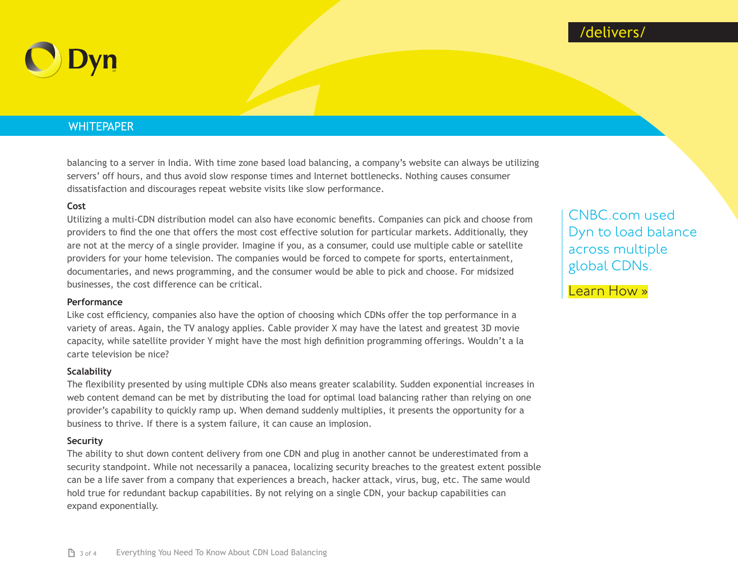balancing to a server in India. With time zone based load balancing, a company's website can always be utilizing servers' off hours, and thus avoid slow response times and Internet bottlenecks. Nothing causes consumer dissatisfaction and discourages repeat website visits like slow performance.

### Cost

Utilizing a multi-CDN distribution model can also have economic benefits. Companies can pick and choose from providers to find the one that offers the most cost effective solution for particular markets. Additionally, they are not at the mercy of a single provider. Imagine if you, as a consumer, could use multiple cable or satellite providers for your home television. The companies would be forced to compete for sports, entertainment, documentaries, and news programming, and the consumer would be able to pick and choose. For midsized businesses, the cost difference can be critical.

### Performance

Like cost efficiency, companies also have the option of choosing which CDNs offer the top performance in a variety of areas. Again, the TV analogy applies. Cable provider X may have the latest and greatest 3D movie capacity, while satellite provider Y might have the most high definition programming offerings. Wouldn't a la carte television be nice?

### Scalability

The flexibility presented by using multiple CDNs also means greater scalability. Sudden exponential increases in web content demand can be met by distributing the load for optimal load balancing rather than relying on one provider's capability to quickly ramp up. When demand suddenly multiplies, it presents the opportunity for a business to thrive. If there is a system failure, it can cause an implosion.

### Security

The ability to shut down content delivery from one CDN and plug in another cannot be underestimated from a security standpoint. While not necessarily a panacea, localizing security breaches to the greatest extent possible can be a life saver from a company that experiences a breach, hacker attack, virus, bug, etc. The same would hold true for redundant backup capabilities. By not relying on a single CDN, your backup capabilities can expand exponentially.

CNBC.com used Dyn to load balance across multiple global CDNs.

Learn How »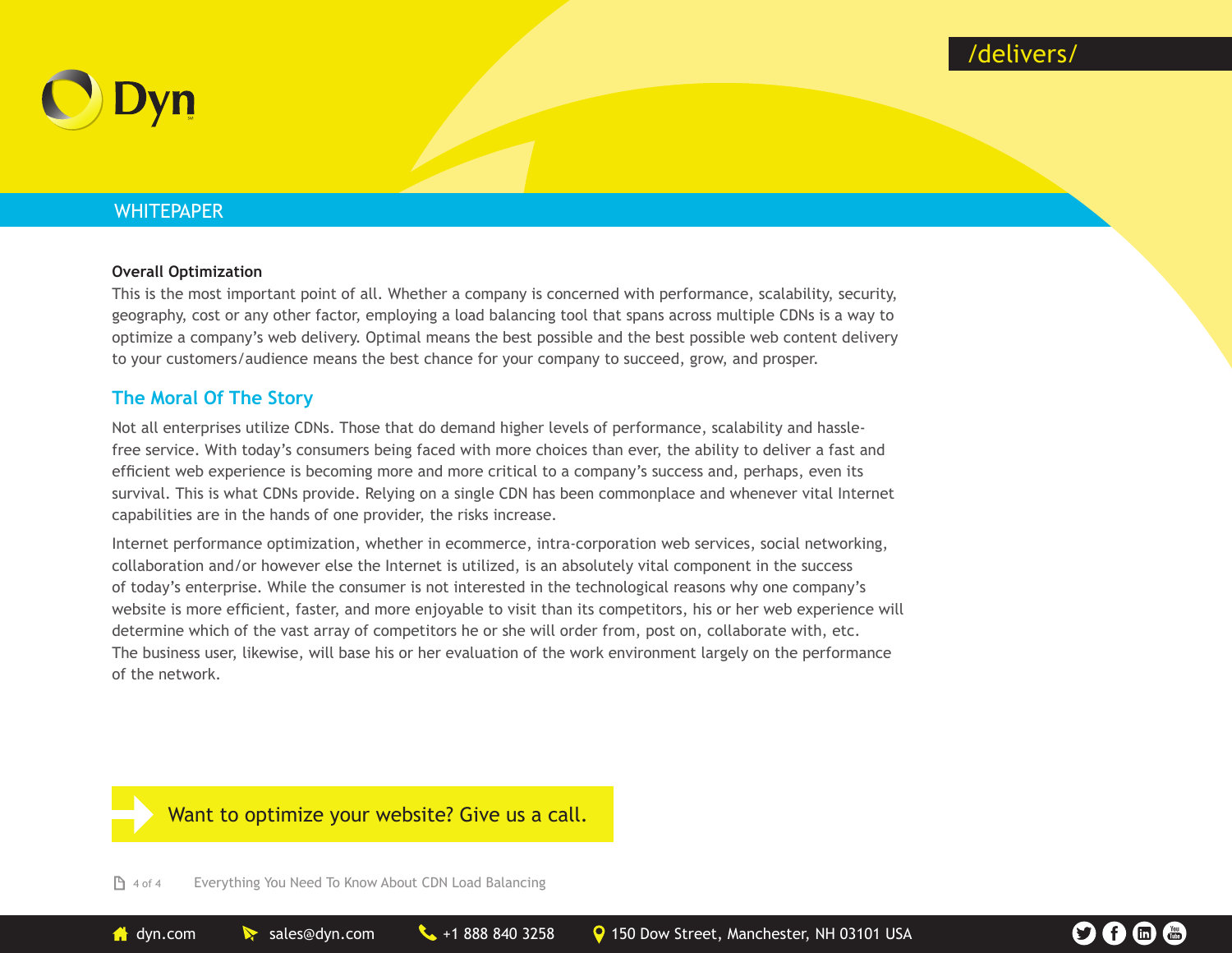### Overall Optimization

This is the most important point of all. Whether a company is concerned with performance, scalability, security, geography, cost or any other factor, employing a load balancing tool that spans across multiple CDNs is a way to optimize a company's web delivery. Optimal means the best possible and the best possible web content delivery to your customers/audience means the best chance for your company to succeed, grow, and prosper.

## The Moral Of The Story

Not all enterprises utilize CDNs. Those that do demand higher levels of performance, scalability and hassle-free service. With today's consumers being faced with more choices than ever, the ability to deliver a fast and efficient web experience is becoming more and more critical to a company's success and, perhaps, even its survival. This is what CDNs provide. Relying on a single CDN has been commonplace and whenever vital Internet capabilities are in the hands of one provider, the risks increase.

Internet performance optimization, whether in ecommerce, intra-corporation web services, social networking, collaboration and/or however else the Internet is utilized, is an absolutely vital component in the success of today's enterprise. While the consumer is not interested in the technological reasons why one company's website is more efficient, faster, and more enjoyable to visit than its competitors, his or her web experience will determine which of the vast array of competitors he or she will order from, post on, collaborate with, etc. The business user, likewise, will base his or her evaluation of the work environment largely on the performance of the network.

Want to optimize your website? Give us a call.

dyn.com | sales@dyn.com | +1 888 840 3258 | 150 Dow Street, Manchester, NH 03101 USA